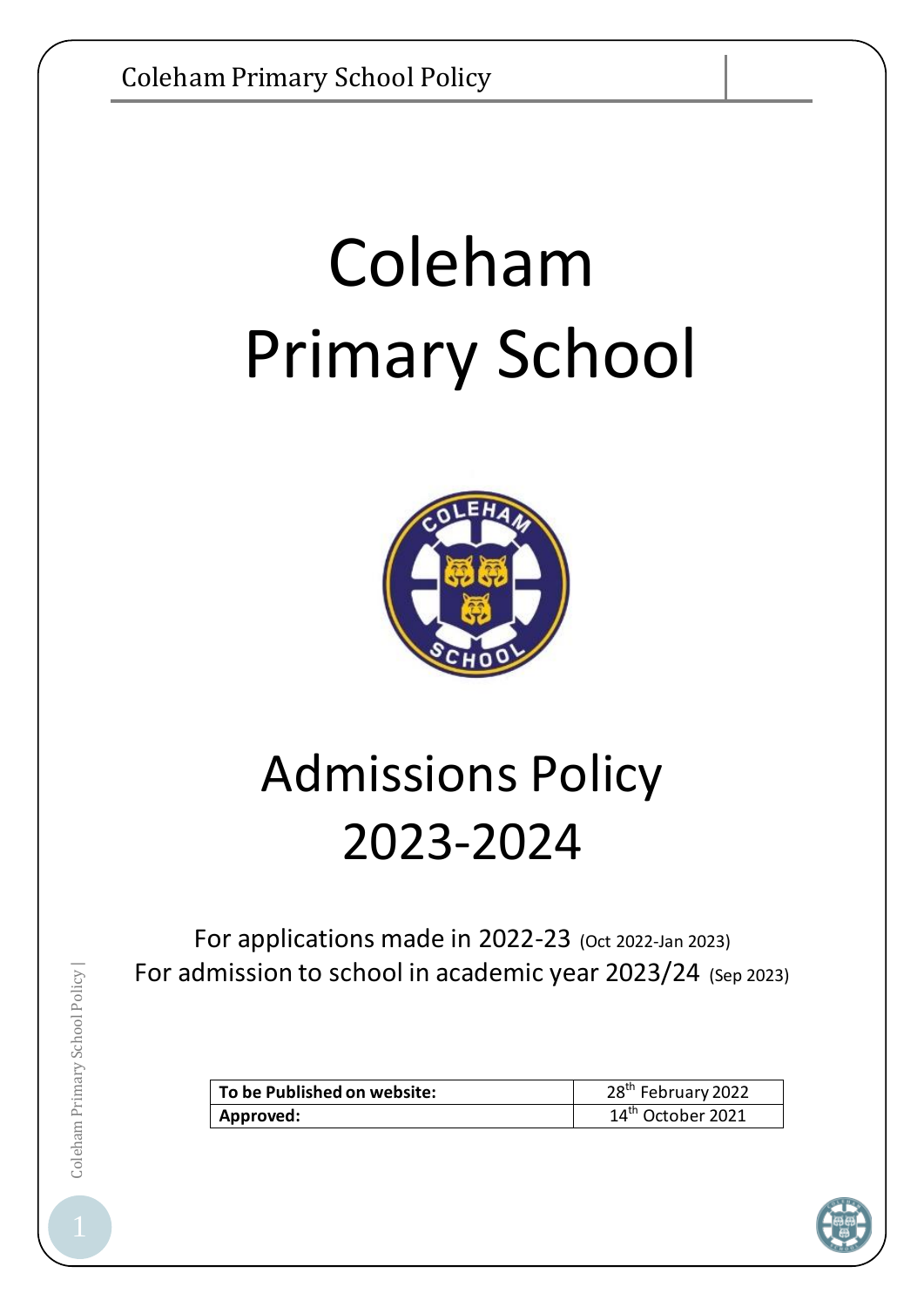# Coleham Primary School

# Admissions Policy 2023-2024

For applications made in 2022-23 (Oct 2022-Jan 2023)
For admission to school in academic year 2023/24 (Sep 2023)

| **To be Published on website:** | 28th February 2022 |
|---|---|
| **Approved:** | 14th October 2021 |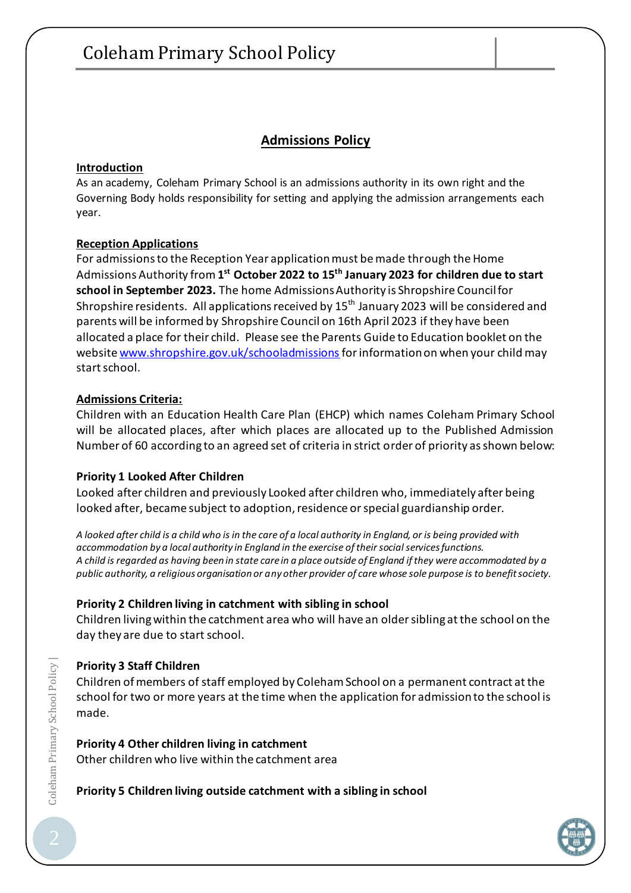## Admissions Policy

**Introduction**

As an academy, Coleham Primary School is an admissions authority in its own right and the Governing Body holds responsibility for setting and applying the admission arrangements each year.

**Reception Applications**

For admissions to the Reception Year application must be made through the Home Admissions Authority from **1st October 2022 to 15th January 2023 for children due to start school in September 2023.** The home Admissions Authority is Shropshire Council for Shropshire residents. All applications received by 15th January 2023 will be considered and parents will be informed by Shropshire Council on 16th April 2023 if they have been allocated a place for their child. Please see the Parents Guide to Education booklet on the website [www.shropshire.gov.uk/schooladmissions](www.shropshire.gov.uk/schooladmissions) for information on when your child may start school.

**Admissions Criteria:**

Children with an Education Health Care Plan (EHCP) which names Coleham Primary School will be allocated places, after which places are allocated up to the Published Admission Number of 60 according to an agreed set of criteria in strict order of priority as shown below:

**Priority 1 Looked After Children**

Looked after children and previously Looked after children who, immediately after being looked after, became subject to adoption, residence or special guardianship order.

*A looked after child is a child who is in the care of a local authority in England, or is being provided with accommodation by a local authority in England in the exercise of their social services functions.*
*A child is regarded as having been in state care in a place outside of England if they were accommodated by a public authority, a religious organisation or any other provider of care whose sole purpose is to benefit society.*

**Priority 2 Children living in catchment with sibling in school**

Children living within the catchment area who will have an older sibling at the school on the day they are due to start school.

**Priority 3 Staff Children**

Children of members of staff employed by Coleham School on a permanent contract at the school for two or more years at the time when the application for admission to the school is made.

**Priority 4 Other children living in catchment**

Other children who live within the catchment area

**Priority 5 Children living outside catchment with a sibling in school**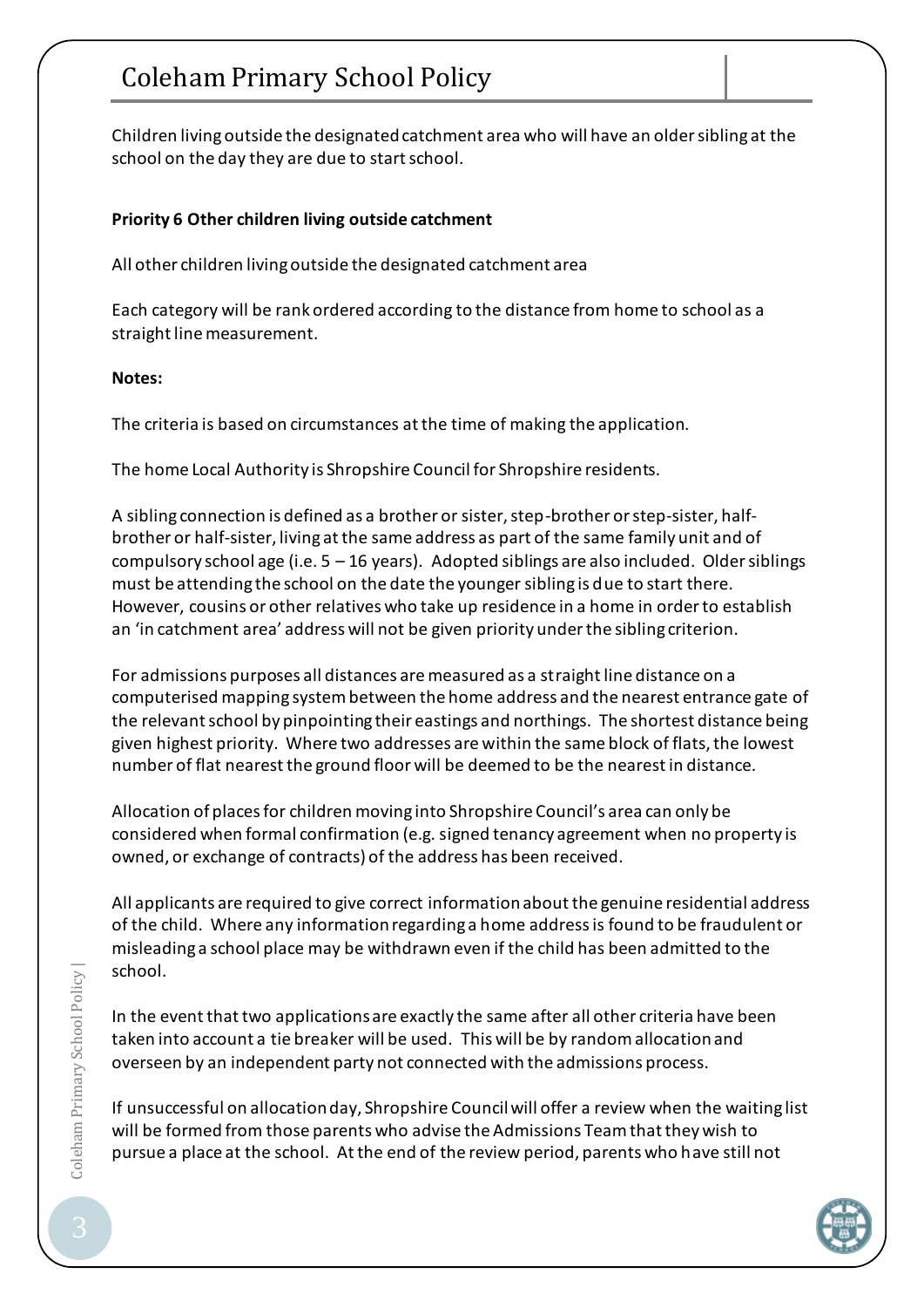Children living outside the designated catchment area who will have an older sibling at the school on the day they are due to start school.

**Priority 6 Other children living outside catchment**

All other children living outside the designated catchment area

Each category will be rank ordered according to the distance from home to school as a straight line measurement.

**Notes:**

The criteria is based on circumstances at the time of making the application.

The home Local Authority is Shropshire Council for Shropshire residents.

A sibling connection is defined as a brother or sister, step-brother or step-sister, half-brother or half-sister, living at the same address as part of the same family unit and of compulsory school age (i.e. 5 – 16 years). Adopted siblings are also included. Older siblings must be attending the school on the date the younger sibling is due to start there. However, cousins or other relatives who take up residence in a home in order to establish an 'in catchment area' address will not be given priority under the sibling criterion.

For admissions purposes all distances are measured as a straight line distance on a computerised mapping system between the home address and the nearest entrance gate of the relevant school by pinpointing their eastings and northings. The shortest distance being given highest priority. Where two addresses are within the same block of flats, the lowest number of flat nearest the ground floor will be deemed to be the nearest in distance.

Allocation of places for children moving into Shropshire Council's area can only be considered when formal confirmation (e.g. signed tenancy agreement when no property is owned, or exchange of contracts) of the address has been received.

All applicants are required to give correct information about the genuine residential address of the child. Where any information regarding a home address is found to be fraudulent or misleading a school place may be withdrawn even if the child has been admitted to the school.

In the event that two applications are exactly the same after all other criteria have been taken into account a tie breaker will be used. This will be by random allocation and overseen by an independent party not connected with the admissions process.

If unsuccessful on allocation day, Shropshire Council will offer a review when the waiting list will be formed from those parents who advise the Admissions Team that they wish to pursue a place at the school. At the end of the review period, parents who have still not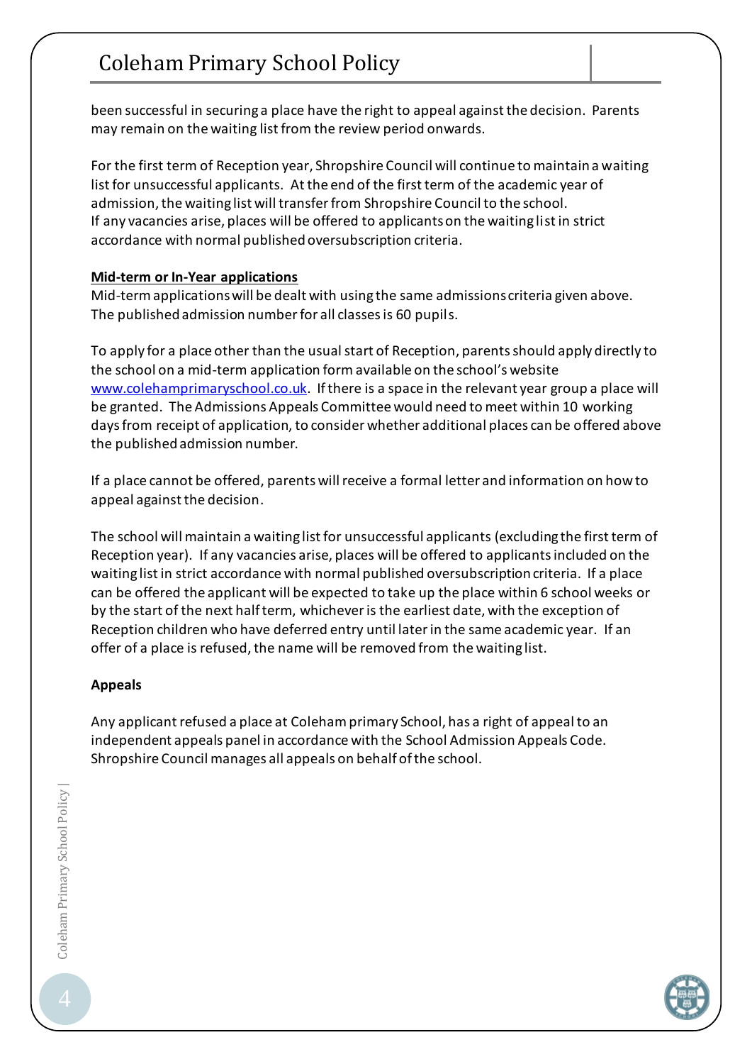been successful in securing a place have the right to appeal against the decision. Parents may remain on the waiting list from the review period onwards.

For the first term of Reception year, Shropshire Council will continue to maintain a waiting list for unsuccessful applicants. At the end of the first term of the academic year of admission, the waiting list will transfer from Shropshire Council to the school.
If any vacancies arise, places will be offered to applicants on the waiting list in strict accordance with normal published oversubscription criteria.

**Mid-term or In-Year applications**
Mid-term applications will be dealt with using the same admissions criteria given above. The published admission number for all classes is 60 pupils.

To apply for a place other than the usual start of Reception, parents should apply directly to the school on a mid-term application form available on the school's website www.colehamprimaryschool.co.uk. If there is a space in the relevant year group a place will be granted. The Admissions Appeals Committee would need to meet within 10 working days from receipt of application, to consider whether additional places can be offered above the published admission number.

If a place cannot be offered, parents will receive a formal letter and information on how to appeal against the decision.

The school will maintain a waiting list for unsuccessful applicants (excluding the first term of Reception year). If any vacancies arise, places will be offered to applicants included on the waiting list in strict accordance with normal published oversubscription criteria. If a place can be offered the applicant will be expected to take up the place within 6 school weeks or by the start of the next half term, whichever is the earliest date, with the exception of Reception children who have deferred entry until later in the same academic year. If an offer of a place is refused, the name will be removed from the waiting list.

**Appeals**

Any applicant refused a place at Coleham primary School, has a right of appeal to an independent appeals panel in accordance with the School Admission Appeals Code. Shropshire Council manages all appeals on behalf of the school.